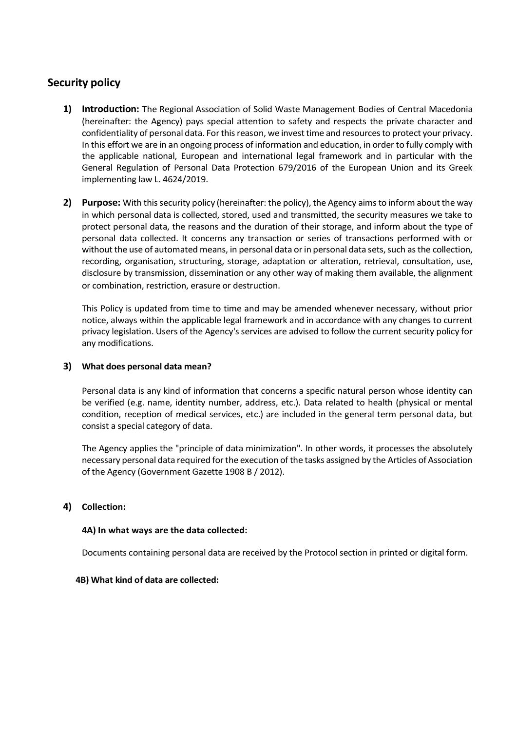## Security policy

1) **Introduction:** The Regional Association of Solid Waste Management Bodies of Central Macedonia (hereinafter: the Agency) pays special attention to safety and respects the private character and confidentiality of personal data. For this reason, we invest time and resources to protect your privacy. In this effort we are in an ongoing process of information and education, in order to fully comply with the applicable national, European and international legal framework and in particular with the General Regulation of Personal Data Protection 679/2016 of the European Union and its Greek implementing law L. 4624/2019.

2) **Purpose:** With this security policy (hereinafter: the policy), the Agency aims to inform about the way in which personal data is collected, stored, used and transmitted, the security measures we take to protect personal data, the reasons and the duration of their storage, and inform about the type of personal data collected. It concerns any transaction or series of transactions performed with or without the use of automated means, in personal data or in personal data sets, such as the collection, recording, organisation, structuring, storage, adaptation or alteration, retrieval, consultation, use, disclosure by transmission, dissemination or any other way of making them available, the alignment or combination, restriction, erasure or destruction.

   This Policy is updated from time to time and may be amended whenever necessary, without prior notice, always within the applicable legal framework and in accordance with any changes to current privacy legislation. Users of the Agency's services are advised to follow the current security policy for any modifications.

3) **What does personal data mean?**

   Personal data is any kind of information that concerns a specific natural person whose identity can be verified (e.g. name, identity number, address, etc.). Data related to health (physical or mental condition, reception of medical services, etc.) are included in the general term personal data, but consist a special category of data.

   The Agency applies the "principle of data minimization". In other words, it processes the absolutely necessary personal data required for the execution of the tasks assigned by the Articles of Association of the Agency (Government Gazette 1908 B / 2012).

4) **Collection:**

   **4A) In what ways are the data collected:**

   Documents containing personal data are received by the Protocol section in printed or digital form.

   **4B) What kind of data are collected:**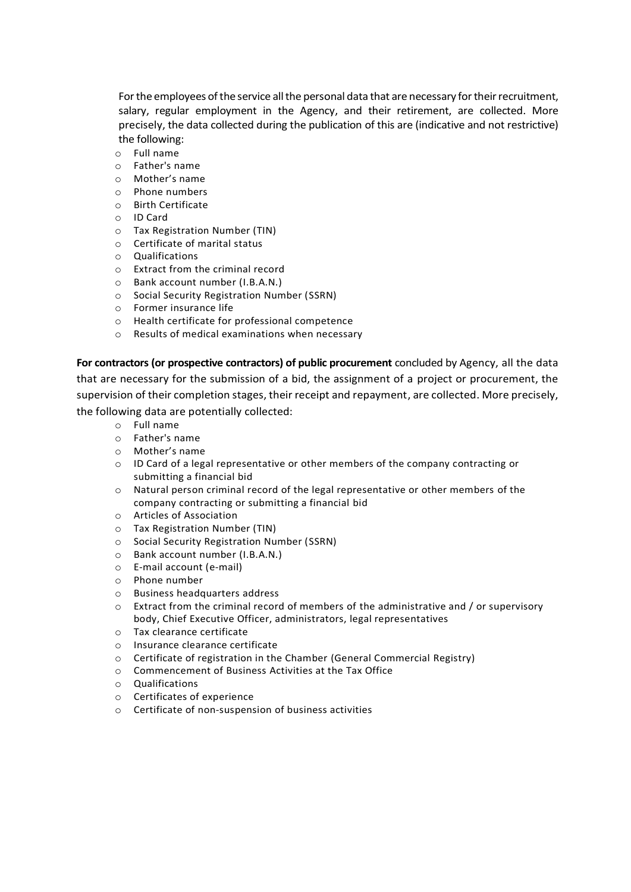For the employees of the service all the personal data that are necessary for their recruitment, salary, regular employment in the Agency, and their retirement, are collected. More precisely, the data collected during the publication of this are (indicative and not restrictive) the following:

- Full name
- Father's name
- Mother's name
- Phone numbers
- Birth Certificate
- ID Card
- Tax Registration Number (TIN)
- Certificate of marital status
- Qualifications
- Extract from the criminal record
- Bank account number (I.B.A.N.)
- Social Security Registration Number (SSRN)
- Former insurance life
- Health certificate for professional competence
- Results of medical examinations when necessary

**For contractors (or prospective contractors) of public procurement** concluded by Agency, all the data that are necessary for the submission of a bid, the assignment of a project or procurement, the supervision of their completion stages, their receipt and repayment, are collected. More precisely, the following data are potentially collected:

- Full name
- Father's name
- Mother's name
- ID Card of a legal representative or other members of the company contracting or submitting a financial bid
- Natural person criminal record of the legal representative or other members of the company contracting or submitting a financial bid
- Articles of Association
- Tax Registration Number (TIN)
- Social Security Registration Number (SSRN)
- Bank account number (I.B.A.N.)
- E-mail account (e-mail)
- Phone number
- Business headquarters address
- Extract from the criminal record of members of the administrative and / or supervisory body, Chief Executive Officer, administrators, legal representatives
- Tax clearance certificate
- Insurance clearance certificate
- Certificate of registration in the Chamber (General Commercial Registry)
- Commencement of Business Activities at the Tax Office
- Qualifications
- Certificates of experience
- Certificate of non-suspension of business activities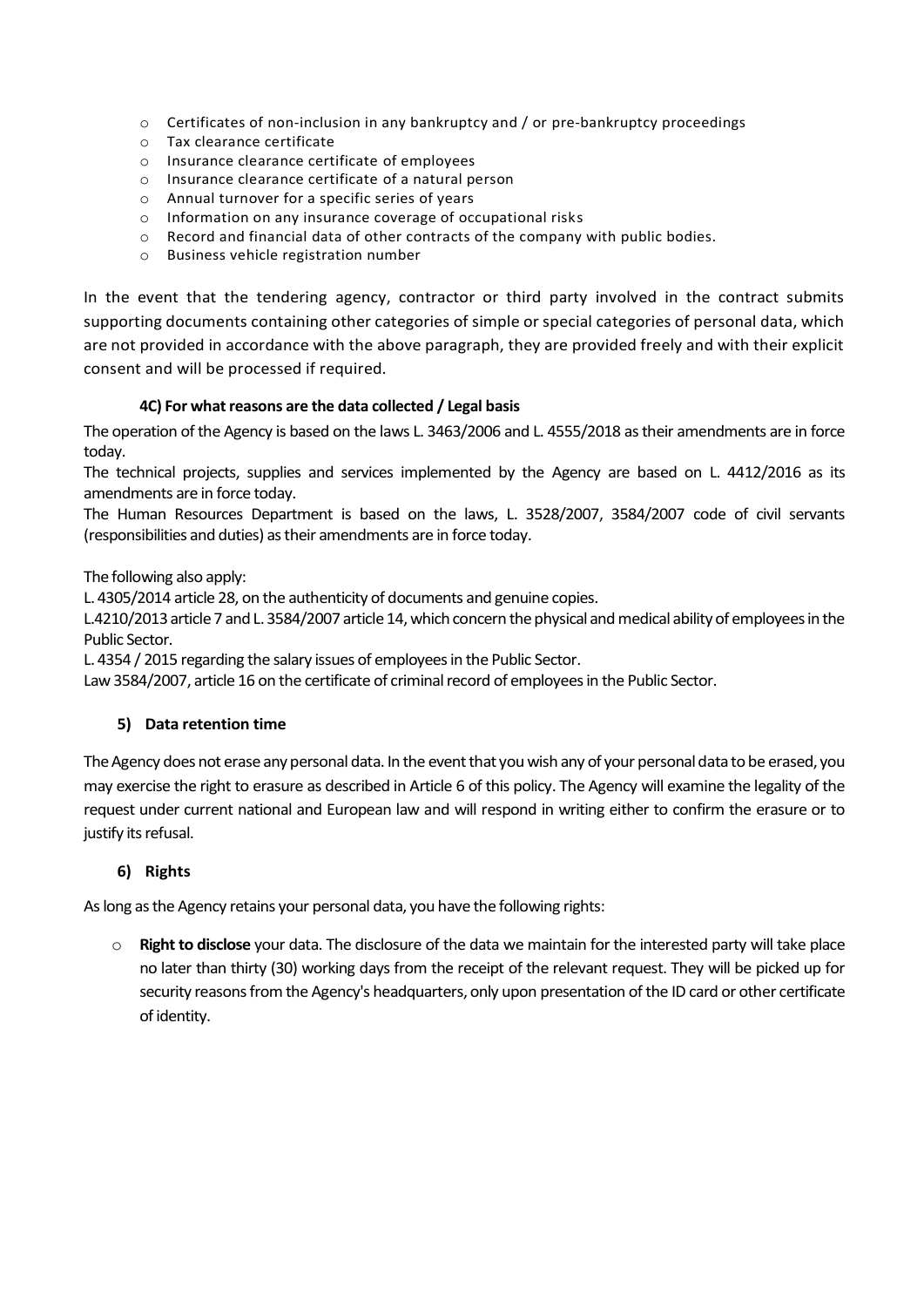- Certificates of non-inclusion in any bankruptcy and / or pre-bankruptcy proceedings
- Tax clearance certificate
- Insurance clearance certificate of employees
- Insurance clearance certificate of a natural person
- Annual turnover for a specific series of years
- Information on any insurance coverage of occupational risks
- Record and financial data of other contracts of the company with public bodies.
- Business vehicle registration number

In the event that the tendering agency, contractor or third party involved in the contract submits supporting documents containing other categories of simple or special categories of personal data, which are not provided in accordance with the above paragraph, they are provided freely and with their explicit consent and will be processed if required.

#### 4C) For what reasons are the data collected / Legal basis

The operation of the Agency is based on the laws L. 3463/2006 and L. 4555/2018 as their amendments are in force today.

The technical projects, supplies and services implemented by the Agency are based on L. 4412/2016 as its amendments are in force today.

The Human Resources Department is based on the laws, L. 3528/2007, 3584/2007 code of civil servants (responsibilities and duties) as their amendments are in force today.

The following also apply:

L. 4305/2014 article 28, on the authenticity of documents and genuine copies.

L.4210/2013 article 7 and L. 3584/2007 article 14, which concern the physical and medical ability of employees in the Public Sector.

L. 4354 / 2015 regarding the salary issues of employees in the Public Sector.

Law 3584/2007, article 16 on the certificate of criminal record of employees in the Public Sector.

### 5) Data retention time

The Agency does not erase any personal data. In the event that you wish any of your personal data to be erased, you may exercise the right to erasure as described in Article 6 of this policy. The Agency will examine the legality of the request under current national and European law and will respond in writing either to confirm the erasure or to justify its refusal.

### 6) Rights

As long as the Agency retains your personal data, you have the following rights:

- **Right to disclose** your data. The disclosure of the data we maintain for the interested party will take place no later than thirty (30) working days from the receipt of the relevant request. They will be picked up for security reasons from the Agency's headquarters, only upon presentation of the ID card or other certificate of identity.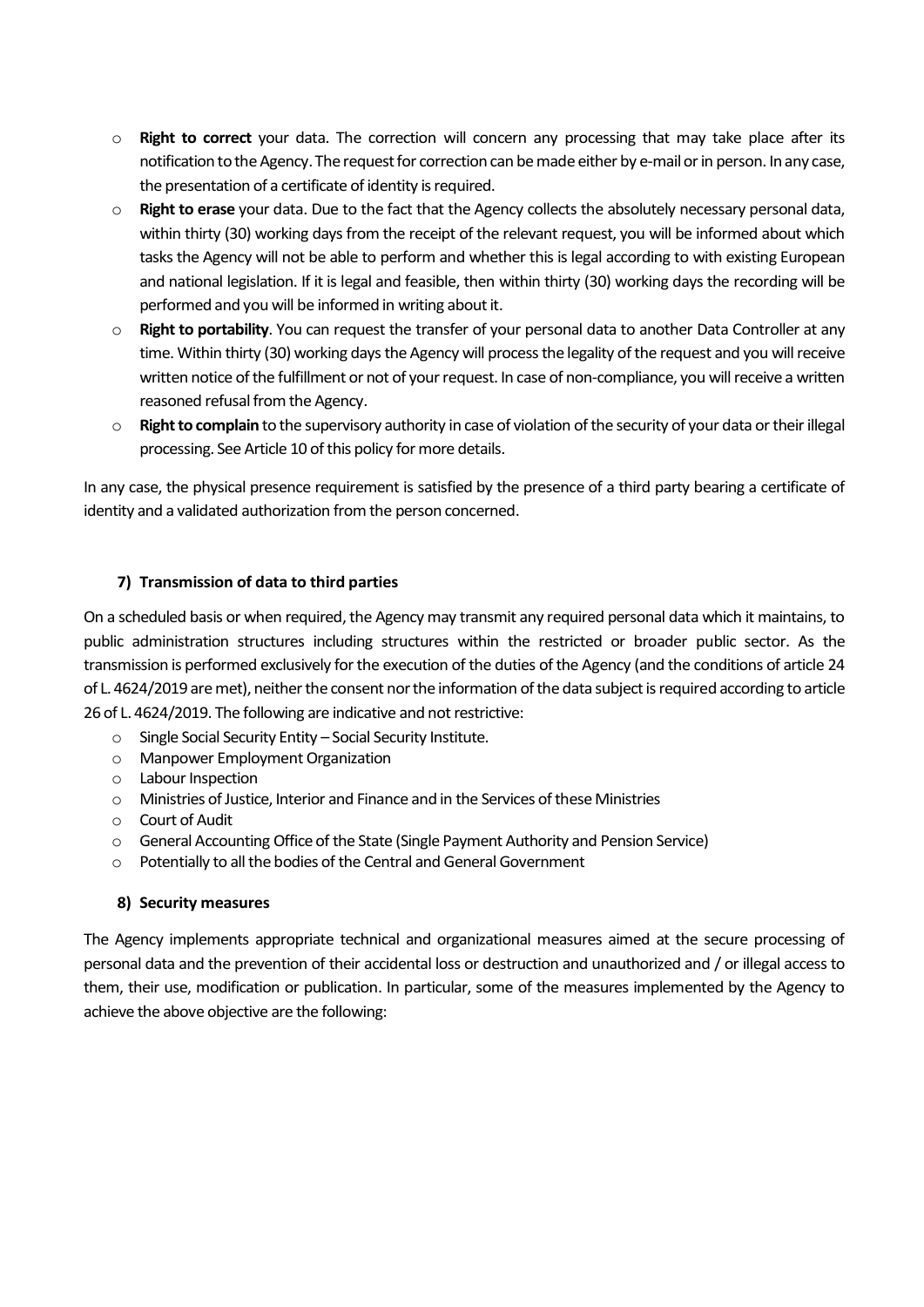- **Right to correct** your data. The correction will concern any processing that may take place after its notification to the Agency. The request for correction can be made either by e-mail or in person. In any case, the presentation of a certificate of identity is required.
- **Right to erase** your data. Due to the fact that the Agency collects the absolutely necessary personal data, within thirty (30) working days from the receipt of the relevant request, you will be informed about which tasks the Agency will not be able to perform and whether this is legal according to with existing European and national legislation. If it is legal and feasible, then within thirty (30) working days the recording will be performed and you will be informed in writing about it.
- **Right to portability**. You can request the transfer of your personal data to another Data Controller at any time. Within thirty (30) working days the Agency will process the legality of the request and you will receive written notice of the fulfillment or not of your request. In case of non-compliance, you will receive a written reasoned refusal from the Agency.
- **Right to complain** to the supervisory authority in case of violation of the security of your data or their illegal processing. See Article 10 of this policy for more details.

In any case, the physical presence requirement is satisfied by the presence of a third party bearing a certificate of identity and a validated authorization from the person concerned.

### 7) Transmission of data to third parties

On a scheduled basis or when required, the Agency may transmit any required personal data which it maintains, to public administration structures including structures within the restricted or broader public sector. As the transmission is performed exclusively for the execution of the duties of the Agency (and the conditions of article 24 of L. 4624/2019 are met), neither the consent nor the information of the data subject is required according to article 26 of L. 4624/2019. The following are indicative and not restrictive:

- Single Social Security Entity – Social Security Institute.
- Manpower Employment Organization
- Labour Inspection
- Ministries of Justice, Interior and Finance and in the Services of these Ministries
- Court of Audit
- General Accounting Office of the State (Single Payment Authority and Pension Service)
- Potentially to all the bodies of the Central and General Government

### 8) Security measures

The Agency implements appropriate technical and organizational measures aimed at the secure processing of personal data and the prevention of their accidental loss or destruction and unauthorized and / or illegal access to them, their use, modification or publication. In particular, some of the measures implemented by the Agency to achieve the above objective are the following: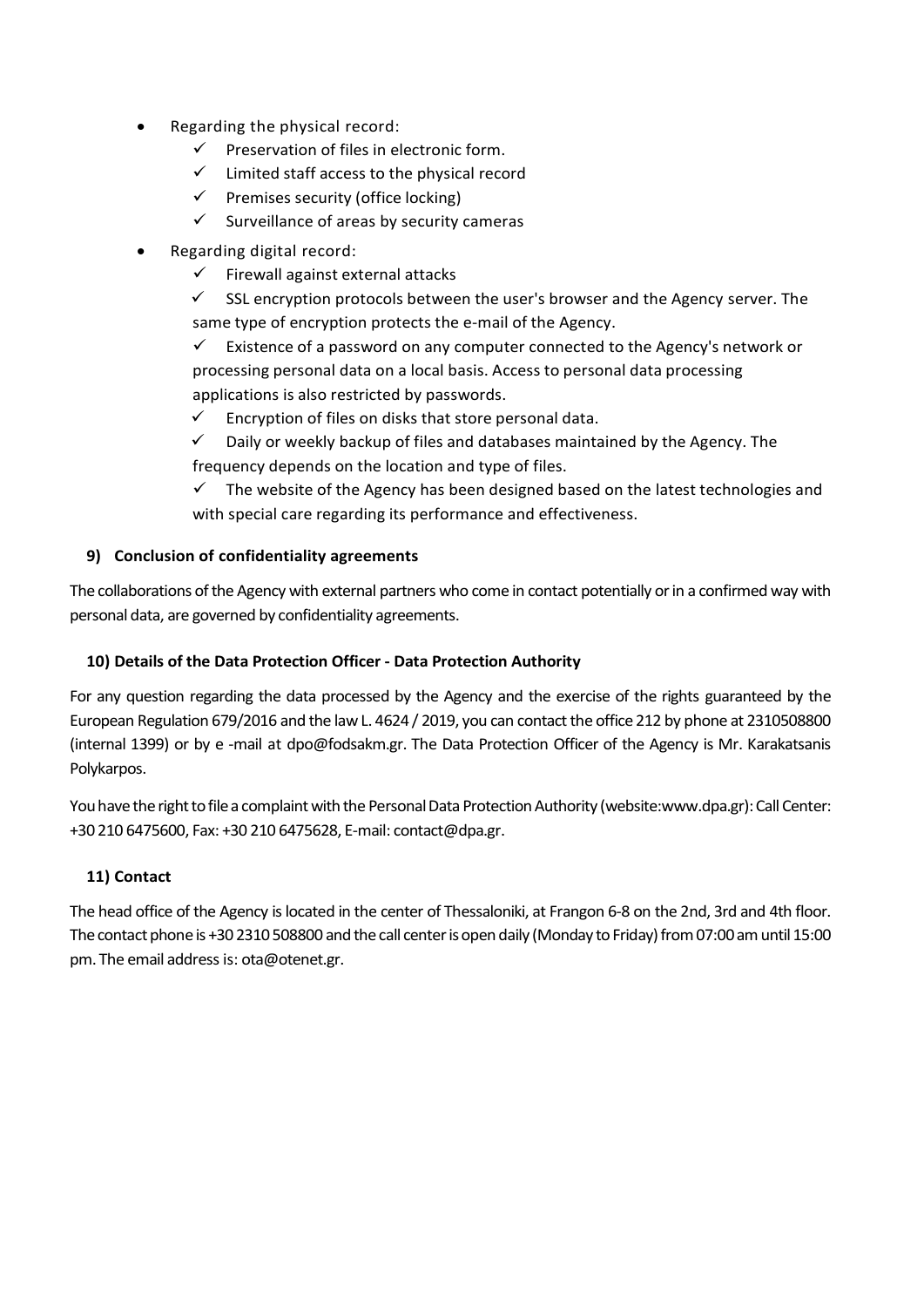- Regarding the physical record:
  - ✓ Preservation of files in electronic form.
  - ✓ Limited staff access to the physical record
  - ✓ Premises security (office locking)
  - ✓ Surveillance of areas by security cameras
- Regarding digital record:
  - ✓ Firewall against external attacks
  - ✓ SSL encryption protocols between the user's browser and the Agency server. The same type of encryption protects the e-mail of the Agency.
  - ✓ Existence of a password on any computer connected to the Agency's network or processing personal data on a local basis. Access to personal data processing applications is also restricted by passwords.
  - ✓ Encryption of files on disks that store personal data.
  - ✓ Daily or weekly backup of files and databases maintained by the Agency. The frequency depends on the location and type of files.
  - ✓ The website of the Agency has been designed based on the latest technologies and with special care regarding its performance and effectiveness.

### 9) Conclusion of confidentiality agreements

The collaborations of the Agency with external partners who come in contact potentially or in a confirmed way with personal data, are governed by confidentiality agreements.

### 10) Details of the Data Protection Officer - Data Protection Authority

For any question regarding the data processed by the Agency and the exercise of the rights guaranteed by the European Regulation 679/2016 and the law L. 4624 / 2019, you can contact the office 212 by phone at 2310508800 (internal 1399) or by e -mail at dpo@fodsakm.gr. The Data Protection Officer of the Agency is Mr. Karakatsanis Polykarpos.

You have the right to file a complaint with the Personal Data Protection Authority (website:www.dpa.gr): Call Center: +30 210 6475600, Fax: +30 210 6475628, E-mail: contact@dpa.gr.

### 11) Contact

The head office of the Agency is located in the center of Thessaloniki, at Frangon 6-8 on the 2nd, 3rd and 4th floor. The contact phone is +30 2310 508800 and the call center is open daily (Monday to Friday) from 07:00 am until 15:00 pm. The email address is: ota@otenet.gr.